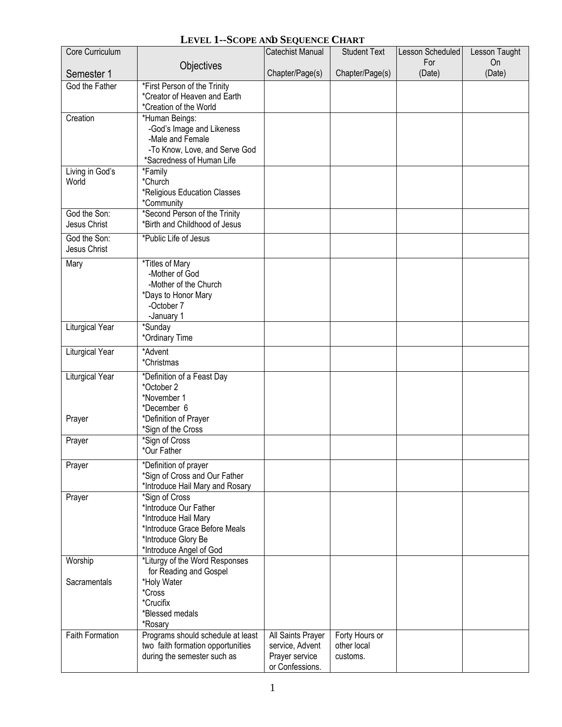# LEVEL 1--SCOPE AND SEQUENCE CHART

| Core Curriculum<br><br>Semester 1 | Objectives | Catechist Manual<br><br>Chapter/Page(s) | Student Text<br><br>Chapter/Page(s) | Lesson Scheduled For<br>(Date) | Lesson Taught On<br>(Date) |
|---|---|---|---|---|---|
| God the Father | *First Person of the Trinity<br>*Creator of Heaven and Earth<br>*Creation of the World | | | | |
| Creation | *Human Beings:<br>-God's Image and Likeness<br>-Male and Female<br>-To Know, Love, and Serve God<br>*Sacredness of Human Life | | | | |
| Living in God's World | *Family<br>*Church<br>*Religious Education Classes<br>*Community | | | | |
| God the Son: Jesus Christ | *Second Person of the Trinity<br>*Birth and Childhood of Jesus | | | | |
| God the Son: Jesus Christ | *Public Life of Jesus | | | | |
| Mary | *Titles of Mary<br>-Mother of God<br>-Mother of the Church<br>*Days to Honor Mary<br>-October 7<br>-January 1 | | | | |
| Liturgical Year | *Sunday<br>*Ordinary Time | | | | |
| Liturgical Year | *Advent<br>*Christmas | | | | |
| Liturgical Year<br><br><br><br>Prayer | *Definition of a Feast Day<br>*October 2<br>*November 1<br>*December 6<br>*Definition of Prayer<br>*Sign of the Cross | | | | |
| Prayer | *Sign of Cross<br>*Our Father | | | | |
| Prayer | *Definition of prayer<br>*Sign of Cross and Our Father<br>*Introduce Hail Mary and Rosary | | | | |
| Prayer | *Sign of Cross<br>*Introduce Our Father<br>*Introduce Hail Mary<br>*Introduce Grace Before Meals<br>*Introduce Glory Be<br>*Introduce Angel of God | | | | |
| Worship<br><br>Sacramentals | *Liturgy of the Word Responses for Reading and Gospel<br>*Holy Water<br>*Cross<br>*Crucifix<br>*Blessed medals<br>*Rosary | | | | |
| Faith Formation | Programs should schedule at least two faith formation opportunities during the semester such as | All Saints Prayer service, Advent Prayer service or Confessions. | Forty Hours or other local customs. | | |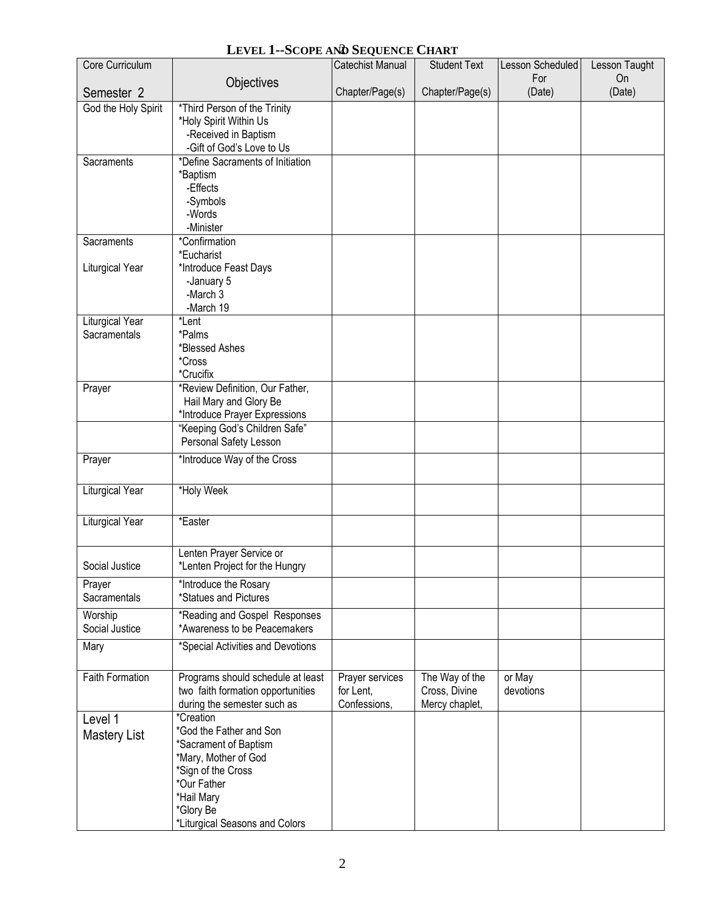## LEVEL 1--SCOPE AND SEQUENCE CHART

| Core Curriculum<br><br>Semester 2 | Objectives | Catechist Manual<br><br>Chapter/Page(s) | Student Text<br><br>Chapter/Page(s) | Lesson Scheduled For (Date) | Lesson Taught On (Date) |
|---|---|---|---|---|---|
| God the Holy Spirit | *Third Person of the Trinity<br>*Holy Spirit Within Us<br>-Received in Baptism<br>-Gift of God's Love to Us | | | | |
| Sacraments | *Define Sacraments of Initiation<br>*Baptism<br>-Effects<br>-Symbols<br>-Words<br>-Minister | | | | |
| Sacraments<br><br>Liturgical Year | *Confirmation<br>*Eucharist<br>*Introduce Feast Days<br>-January 5<br>-March 3<br>-March 19 | | | | |
| Liturgical Year<br>Sacramentals | *Lent<br>*Palms<br>*Blessed Ashes<br>*Cross<br>*Crucifix | | | | |
| Prayer | *Review Definition, Our Father, Hail Mary and Glory Be<br>*Introduce Prayer Expressions | | | | |
| | "Keeping God's Children Safe" Personal Safety Lesson | | | | |
| Prayer | *Introduce Way of the Cross | | | | |
| Liturgical Year | *Holy Week | | | | |
| Liturgical Year | *Easter | | | | |
| Social Justice | Lenten Prayer Service or<br>*Lenten Project for the Hungry | | | | |
| Prayer<br>Sacramentals | *Introduce the Rosary<br>*Statues and Pictures | | | | |
| Worship<br>Social Justice | *Reading and Gospel Responses<br>*Awareness to be Peacemakers | | | | |
| Mary | *Special Activities and Devotions | | | | |
| Faith Formation | Programs should schedule at least two faith formation opportunities during the semester such as | Prayer services for Lent, Confessions, | The Way of the Cross, Divine Mercy chaplet, | or May devotions | |
| Level 1<br>Mastery List | *Creation<br>*God the Father and Son<br>*Sacrament of Baptism<br>*Mary, Mother of God<br>*Sign of the Cross<br>*Our Father<br>*Hail Mary<br>*Glory Be<br>*Liturgical Seasons and Colors | | | | |